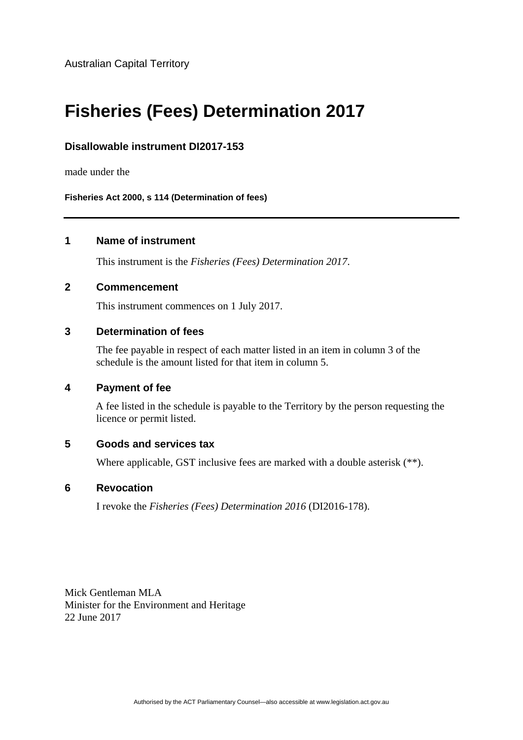Australian Capital Territory

# Fisheries (Fees) Determination 2017

### Disallowable instrument DI2017-153

made under the

**Fisheries Act 2000, s 114 (Determination of fees)**

---

## 1 Name of instrument

This instrument is the *Fisheries (Fees) Determination 2017*.

## 2 Commencement

This instrument commences on 1 July 2017.

## 3 Determination of fees

The fee payable in respect of each matter listed in an item in column 3 of the schedule is the amount listed for that item in column 5.

## 4 Payment of fee

A fee listed in the schedule is payable to the Territory by the person requesting the licence or permit listed.

## 5 Goods and services tax

Where applicable, GST inclusive fees are marked with a double asterisk (**).

## 6 Revocation

I revoke the *Fisheries (Fees) Determination 2016* (DI2016-178).

Mick Gentleman MLA
Minister for the Environment and Heritage
22 June 2017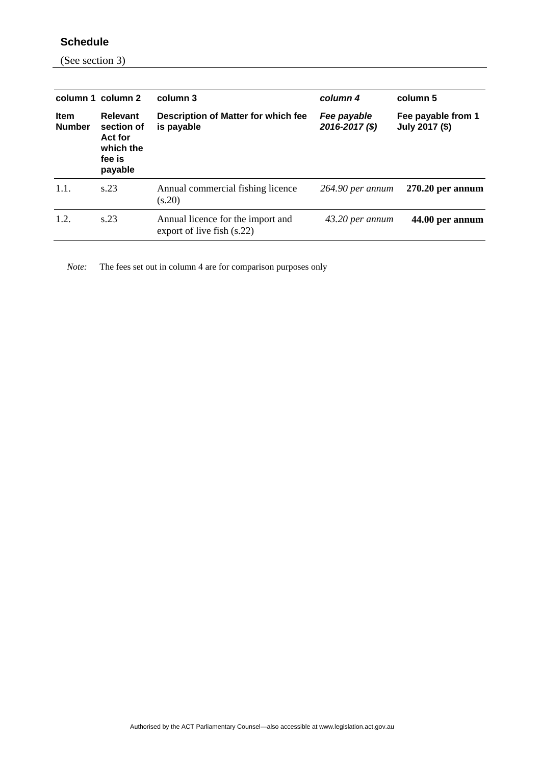## Schedule

(See section 3)

| column 1 | column 2 | column 3 | *column 4* | column 5 |
|---|---|---|---|---|
| **Item Number** | **Relevant section of Act for which the fee is payable** | **Description of Matter for which fee is payable** | ***Fee payable 2016-2017 ($)*** | **Fee payable from 1 July 2017 ($)** |
| 1.1. | s.23 | Annual commercial fishing licence (s.20) | *264.90 per annum* | **270.20 per annum** |
| 1.2. | s.23 | Annual licence for the import and export of live fish (s.22) | *43.20 per annum* | **44.00 per annum** |

*Note:* The fees set out in column 4 are for comparison purposes only